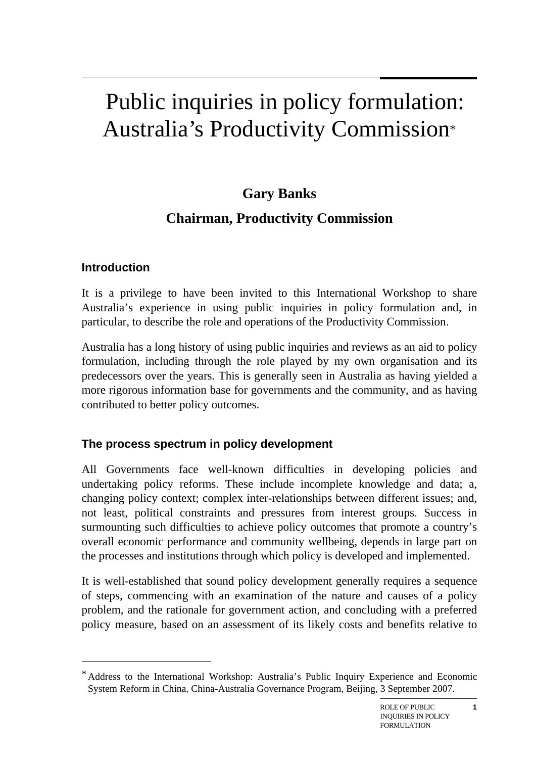# Public inquiries in policy formulation: Australia's Productivity Commission*

**Gary Banks**

**Chairman, Productivity Commission**

## Introduction

It is a privilege to have been invited to this International Workshop to share Australia's experience in using public inquiries in policy formulation and, in particular, to describe the role and operations of the Productivity Commission.

Australia has a long history of using public inquiries and reviews as an aid to policy formulation, including through the role played by my own organisation and its predecessors over the years. This is generally seen in Australia as having yielded a more rigorous information base for governments and the community, and as having contributed to better policy outcomes.

## The process spectrum in policy development

All Governments face well-known difficulties in developing policies and undertaking policy reforms. These include incomplete knowledge and data; a, changing policy context; complex inter-relationships between different issues; and, not least, political constraints and pressures from interest groups. Success in surmounting such difficulties to achieve policy outcomes that promote a country's overall economic performance and community wellbeing, depends in large part on the processes and institutions through which policy is developed and implemented.

It is well-established that sound policy development generally requires a sequence of steps, commencing with an examination of the nature and causes of a policy problem, and the rationale for government action, and concluding with a preferred policy measure, based on an assessment of its likely costs and benefits relative to

---

* Address to the International Workshop: Australia's Public Inquiry Experience and Economic System Reform in China, China-Australia Governance Program, Beijing, 3 September 2007.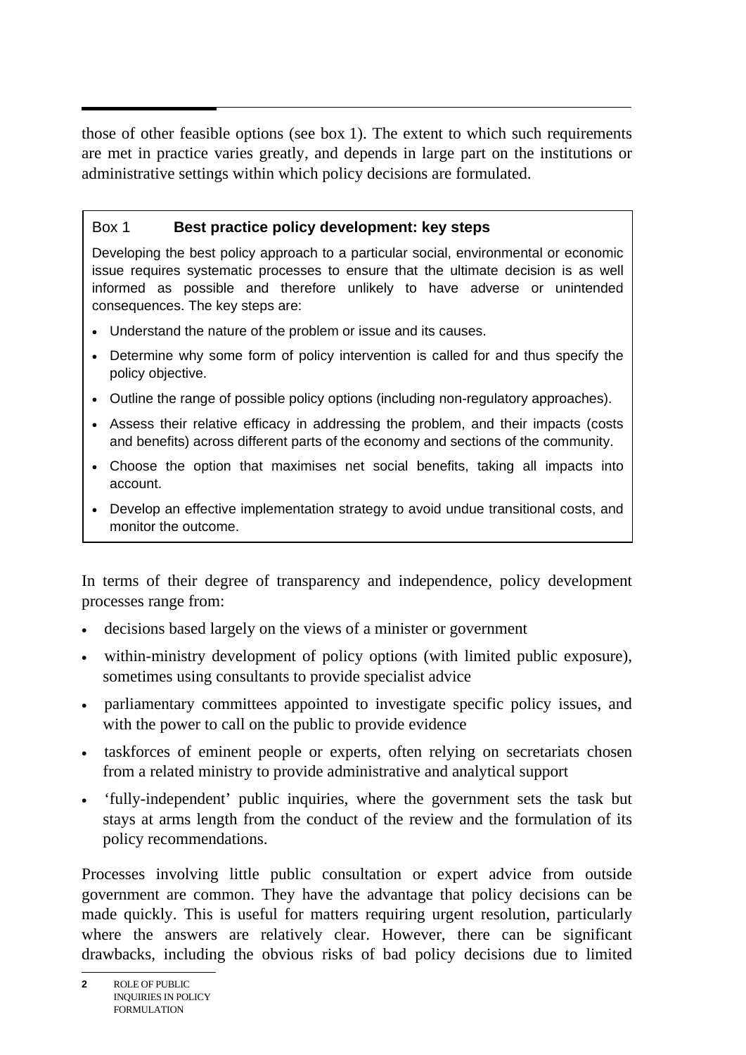those of other feasible options (see box 1). The extent to which such requirements are met in practice varies greatly, and depends in large part on the institutions or administrative settings within which policy decisions are formulated.

> Box 1 **Best practice policy development: key steps**
>
> Developing the best policy approach to a particular social, environmental or economic issue requires systematic processes to ensure that the ultimate decision is as well informed as possible and therefore unlikely to have adverse or unintended consequences. The key steps are:
>
> - Understand the nature of the problem or issue and its causes.
> - Determine why some form of policy intervention is called for and thus specify the policy objective.
> - Outline the range of possible policy options (including non-regulatory approaches).
> - Assess their relative efficacy in addressing the problem, and their impacts (costs and benefits) across different parts of the economy and sections of the community.
> - Choose the option that maximises net social benefits, taking all impacts into account.
> - Develop an effective implementation strategy to avoid undue transitional costs, and monitor the outcome.

In terms of their degree of transparency and independence, policy development processes range from:

- decisions based largely on the views of a minister or government
- within-ministry development of policy options (with limited public exposure), sometimes using consultants to provide specialist advice
- parliamentary committees appointed to investigate specific policy issues, and with the power to call on the public to provide evidence
- taskforces of eminent people or experts, often relying on secretariats chosen from a related ministry to provide administrative and analytical support
- 'fully-independent' public inquiries, where the government sets the task but stays at arms length from the conduct of the review and the formulation of its policy recommendations.

Processes involving little public consultation or expert advice from outside government are common. They have the advantage that policy decisions can be made quickly. This is useful for matters requiring urgent resolution, particularly where the answers are relatively clear. However, there can be significant drawbacks, including the obvious risks of bad policy decisions due to limited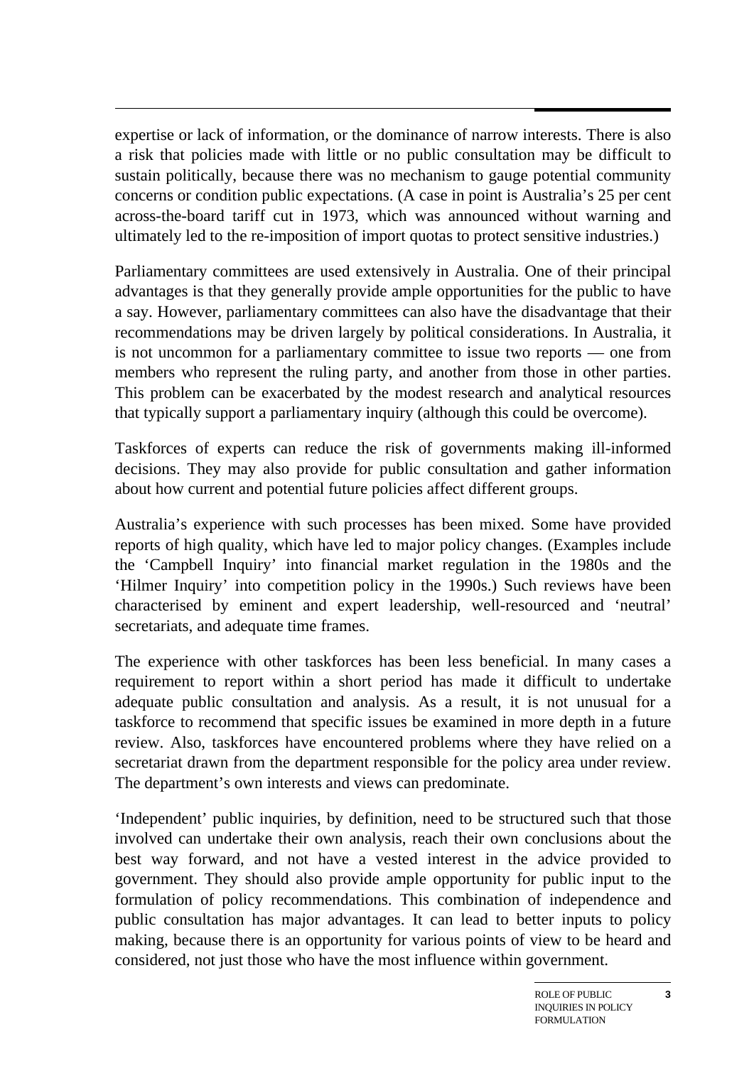expertise or lack of information, or the dominance of narrow interests. There is also a risk that policies made with little or no public consultation may be difficult to sustain politically, because there was no mechanism to gauge potential community concerns or condition public expectations. (A case in point is Australia's 25 per cent across-the-board tariff cut in 1973, which was announced without warning and ultimately led to the re-imposition of import quotas to protect sensitive industries.)

Parliamentary committees are used extensively in Australia. One of their principal advantages is that they generally provide ample opportunities for the public to have a say. However, parliamentary committees can also have the disadvantage that their recommendations may be driven largely by political considerations. In Australia, it is not uncommon for a parliamentary committee to issue two reports — one from members who represent the ruling party, and another from those in other parties. This problem can be exacerbated by the modest research and analytical resources that typically support a parliamentary inquiry (although this could be overcome).

Taskforces of experts can reduce the risk of governments making ill-informed decisions. They may also provide for public consultation and gather information about how current and potential future policies affect different groups.

Australia's experience with such processes has been mixed. Some have provided reports of high quality, which have led to major policy changes. (Examples include the 'Campbell Inquiry' into financial market regulation in the 1980s and the 'Hilmer Inquiry' into competition policy in the 1990s.) Such reviews have been characterised by eminent and expert leadership, well-resourced and 'neutral' secretariats, and adequate time frames.

The experience with other taskforces has been less beneficial. In many cases a requirement to report within a short period has made it difficult to undertake adequate public consultation and analysis. As a result, it is not unusual for a taskforce to recommend that specific issues be examined in more depth in a future review. Also, taskforces have encountered problems where they have relied on a secretariat drawn from the department responsible for the policy area under review. The department's own interests and views can predominate.

'Independent' public inquiries, by definition, need to be structured such that those involved can undertake their own analysis, reach their own conclusions about the best way forward, and not have a vested interest in the advice provided to government. They should also provide ample opportunity for public input to the formulation of policy recommendations. This combination of independence and public consultation has major advantages. It can lead to better inputs to policy making, because there is an opportunity for various points of view to be heard and considered, not just those who have the most influence within government.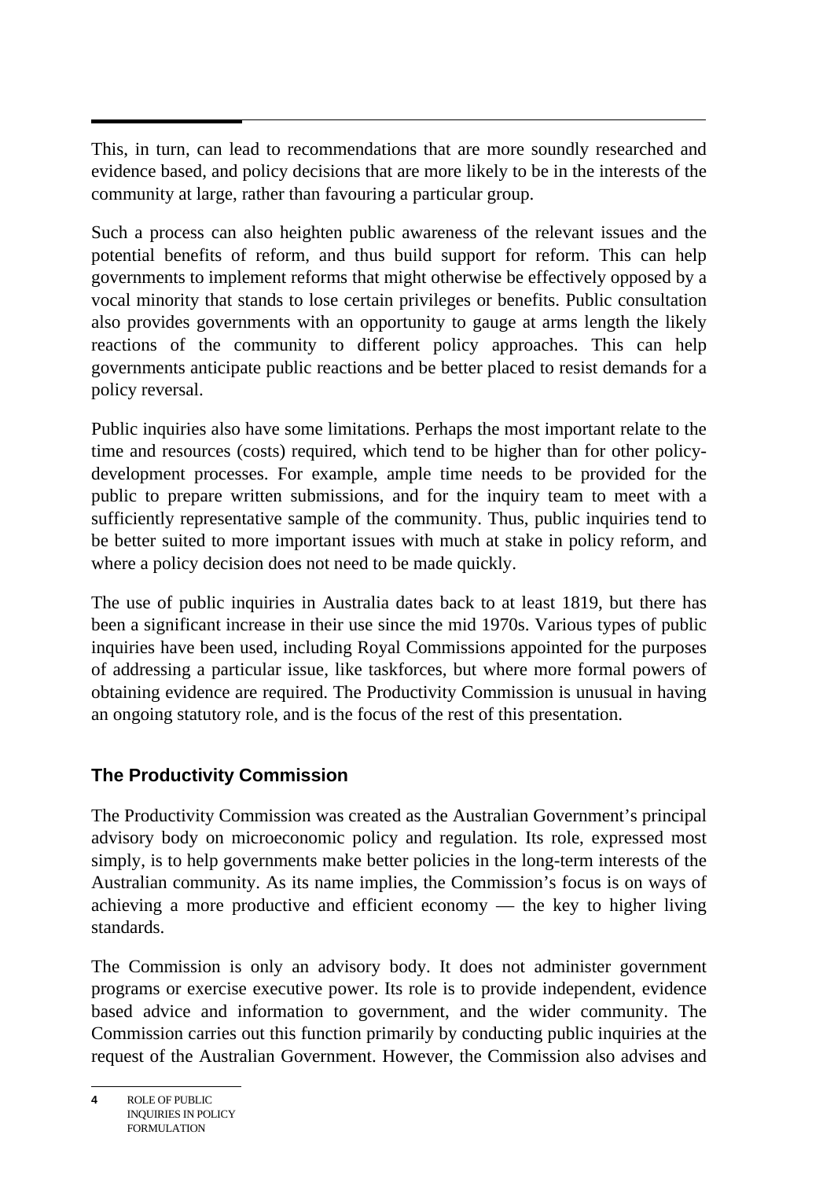This, in turn, can lead to recommendations that are more soundly researched and evidence based, and policy decisions that are more likely to be in the interests of the community at large, rather than favouring a particular group.

Such a process can also heighten public awareness of the relevant issues and the potential benefits of reform, and thus build support for reform. This can help governments to implement reforms that might otherwise be effectively opposed by a vocal minority that stands to lose certain privileges or benefits. Public consultation also provides governments with an opportunity to gauge at arms length the likely reactions of the community to different policy approaches. This can help governments anticipate public reactions and be better placed to resist demands for a policy reversal.

Public inquiries also have some limitations. Perhaps the most important relate to the time and resources (costs) required, which tend to be higher than for other policy-development processes. For example, ample time needs to be provided for the public to prepare written submissions, and for the inquiry team to meet with a sufficiently representative sample of the community. Thus, public inquiries tend to be better suited to more important issues with much at stake in policy reform, and where a policy decision does not need to be made quickly.

The use of public inquiries in Australia dates back to at least 1819, but there has been a significant increase in their use since the mid 1970s. Various types of public inquiries have been used, including Royal Commissions appointed for the purposes of addressing a particular issue, like taskforces, but where more formal powers of obtaining evidence are required. The Productivity Commission is unusual in having an ongoing statutory role, and is the focus of the rest of this presentation.

## The Productivity Commission

The Productivity Commission was created as the Australian Government's principal advisory body on microeconomic policy and regulation. Its role, expressed most simply, is to help governments make better policies in the long-term interests of the Australian community. As its name implies, the Commission's focus is on ways of achieving a more productive and efficient economy — the key to higher living standards.

The Commission is only an advisory body. It does not administer government programs or exercise executive power. Its role is to provide independent, evidence based advice and information to government, and the wider community. The Commission carries out this function primarily by conducting public inquiries at the request of the Australian Government. However, the Commission also advises and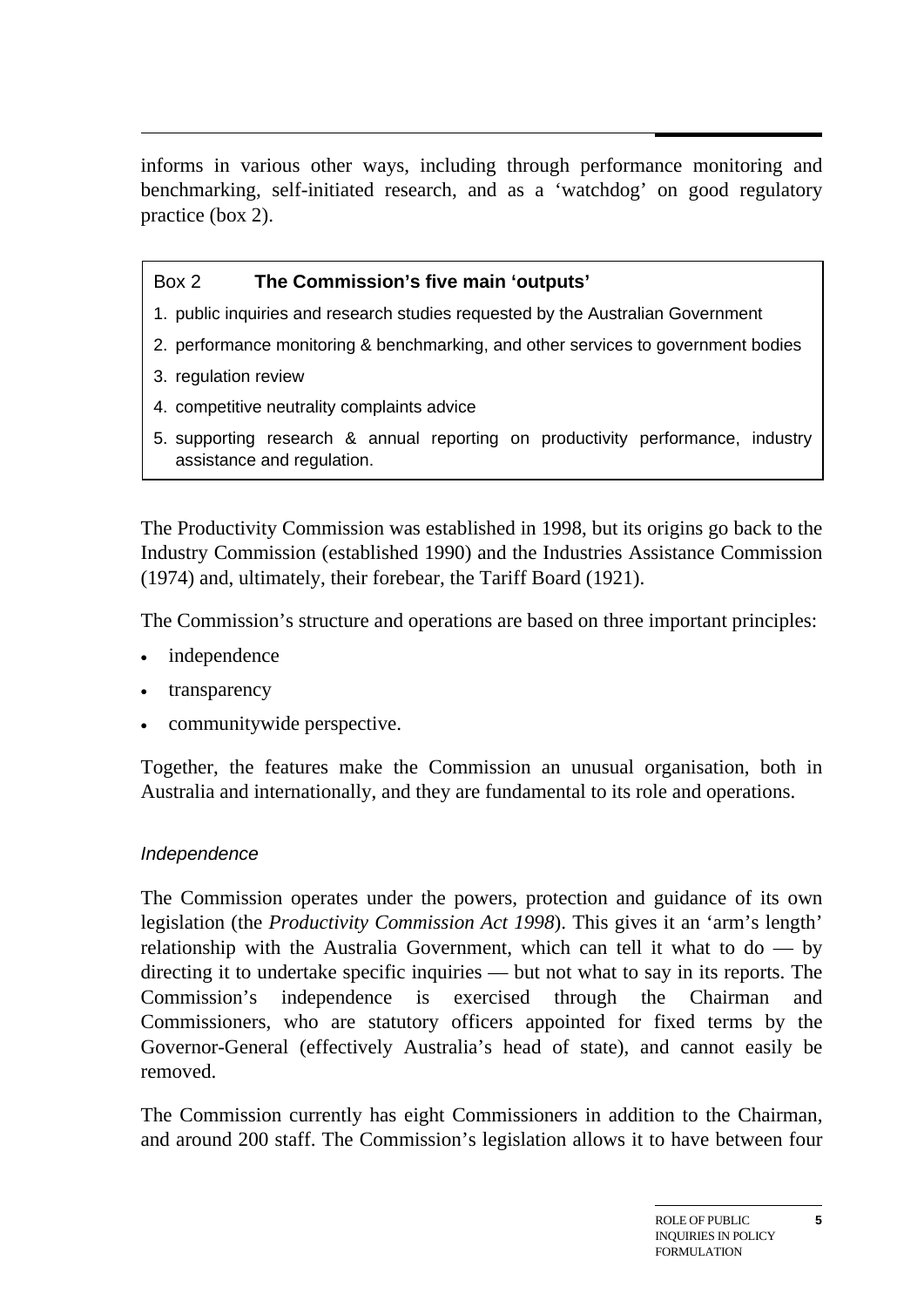informs in various other ways, including through performance monitoring and benchmarking, self-initiated research, and as a 'watchdog' on good regulatory practice (box 2).

> **Box 2 The Commission's five main 'outputs'**
>
> 1. public inquiries and research studies requested by the Australian Government
> 2. performance monitoring & benchmarking, and other services to government bodies
> 3. regulation review
> 4. competitive neutrality complaints advice
> 5. supporting research & annual reporting on productivity performance, industry assistance and regulation.

The Productivity Commission was established in 1998, but its origins go back to the Industry Commission (established 1990) and the Industries Assistance Commission (1974) and, ultimately, their forebear, the Tariff Board (1921).

The Commission's structure and operations are based on three important principles:

- independence
- transparency
- communitywide perspective.

Together, the features make the Commission an unusual organisation, both in Australia and internationally, and they are fundamental to its role and operations.

### *Independence*

The Commission operates under the powers, protection and guidance of its own legislation (the *Productivity Commission Act 1998*). This gives it an 'arm's length' relationship with the Australia Government, which can tell it what to do — by directing it to undertake specific inquiries — but not what to say in its reports. The Commission's independence is exercised through the Chairman and Commissioners, who are statutory officers appointed for fixed terms by the Governor-General (effectively Australia's head of state), and cannot easily be removed.

The Commission currently has eight Commissioners in addition to the Chairman, and around 200 staff. The Commission's legislation allows it to have between four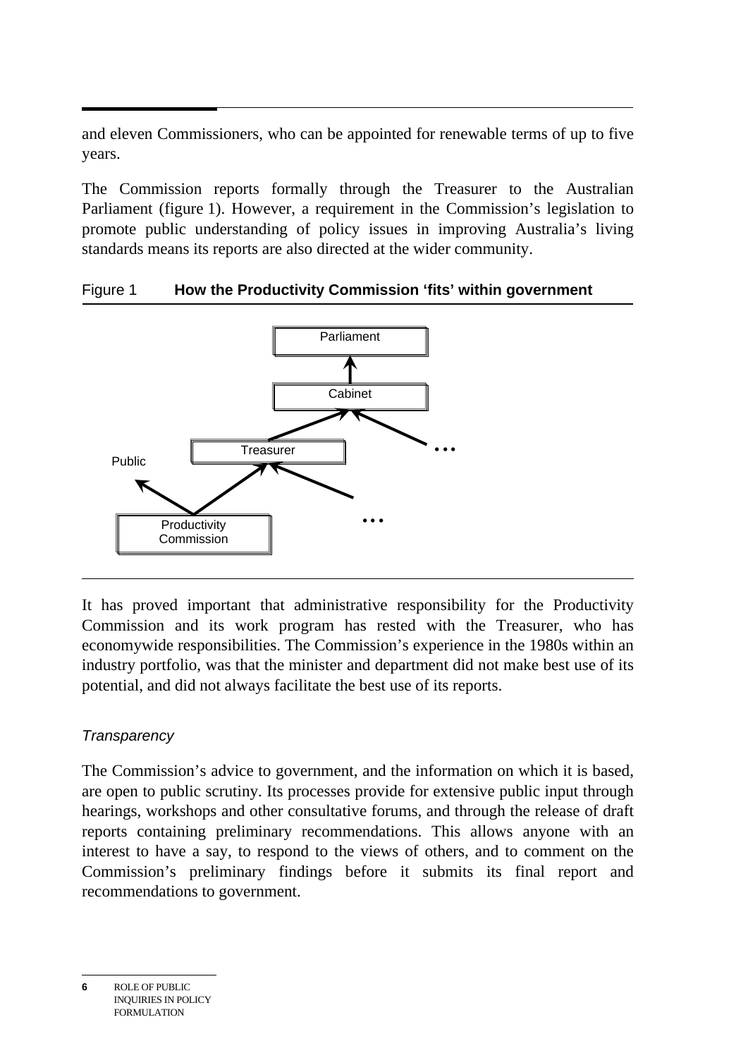and eleven Commissioners, who can be appointed for renewable terms of up to five years.

The Commission reports formally through the Treasurer to the Australian Parliament (figure 1). However, a requirement in the Commission's legislation to promote public understanding of policy issues in improving Australia's living standards means its reports are also directed at the wider community.

Figure 1 **How the Productivity Commission 'fits' within government**

Parliament

Cabinet

Treasurer

Public

Productivity Commission

It has proved important that administrative responsibility for the Productivity Commission and its work program has rested with the Treasurer, who has economywide responsibilities. The Commission's experience in the 1980s within an industry portfolio, was that the minister and department did not make best use of its potential, and did not always facilitate the best use of its reports.

*Transparency*

The Commission's advice to government, and the information on which it is based, are open to public scrutiny. Its processes provide for extensive public input through hearings, workshops and other consultative forums, and through the release of draft reports containing preliminary recommendations. This allows anyone with an interest to have a say, to respond to the views of others, and to comment on the Commission's preliminary findings before it submits its final report and recommendations to government.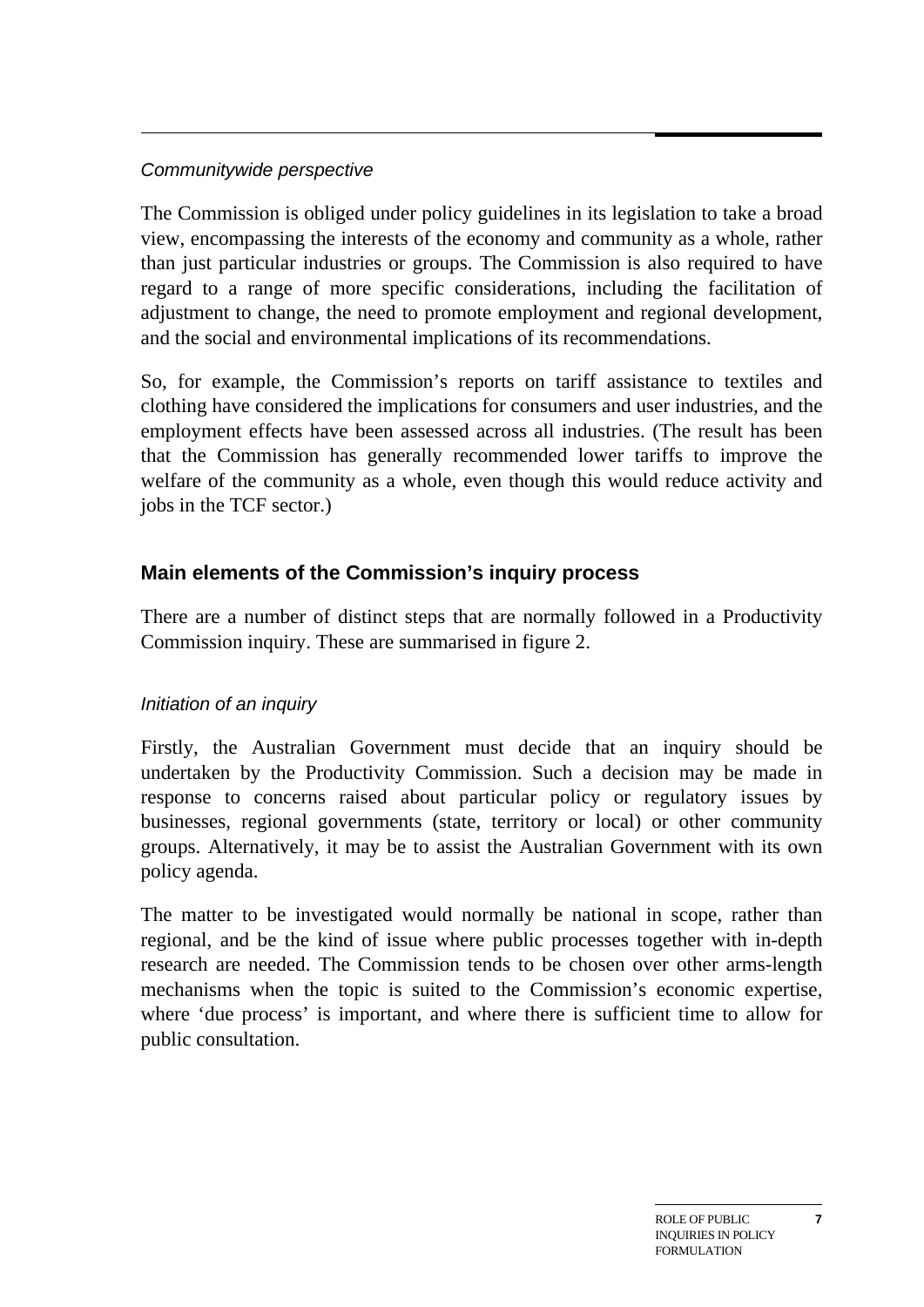### *Communitywide perspective*

The Commission is obliged under policy guidelines in its legislation to take a broad view, encompassing the interests of the economy and community as a whole, rather than just particular industries or groups. The Commission is also required to have regard to a range of more specific considerations, including the facilitation of adjustment to change, the need to promote employment and regional development, and the social and environmental implications of its recommendations.

So, for example, the Commission's reports on tariff assistance to textiles and clothing have considered the implications for consumers and user industries, and the employment effects have been assessed across all industries. (The result has been that the Commission has generally recommended lower tariffs to improve the welfare of the community as a whole, even though this would reduce activity and jobs in the TCF sector.)

## Main elements of the Commission's inquiry process

There are a number of distinct steps that are normally followed in a Productivity Commission inquiry. These are summarised in figure 2.

### *Initiation of an inquiry*

Firstly, the Australian Government must decide that an inquiry should be undertaken by the Productivity Commission. Such a decision may be made in response to concerns raised about particular policy or regulatory issues by businesses, regional governments (state, territory or local) or other community groups. Alternatively, it may be to assist the Australian Government with its own policy agenda.

The matter to be investigated would normally be national in scope, rather than regional, and be the kind of issue where public processes together with in-depth research are needed. The Commission tends to be chosen over other arms-length mechanisms when the topic is suited to the Commission's economic expertise, where 'due process' is important, and where there is sufficient time to allow for public consultation.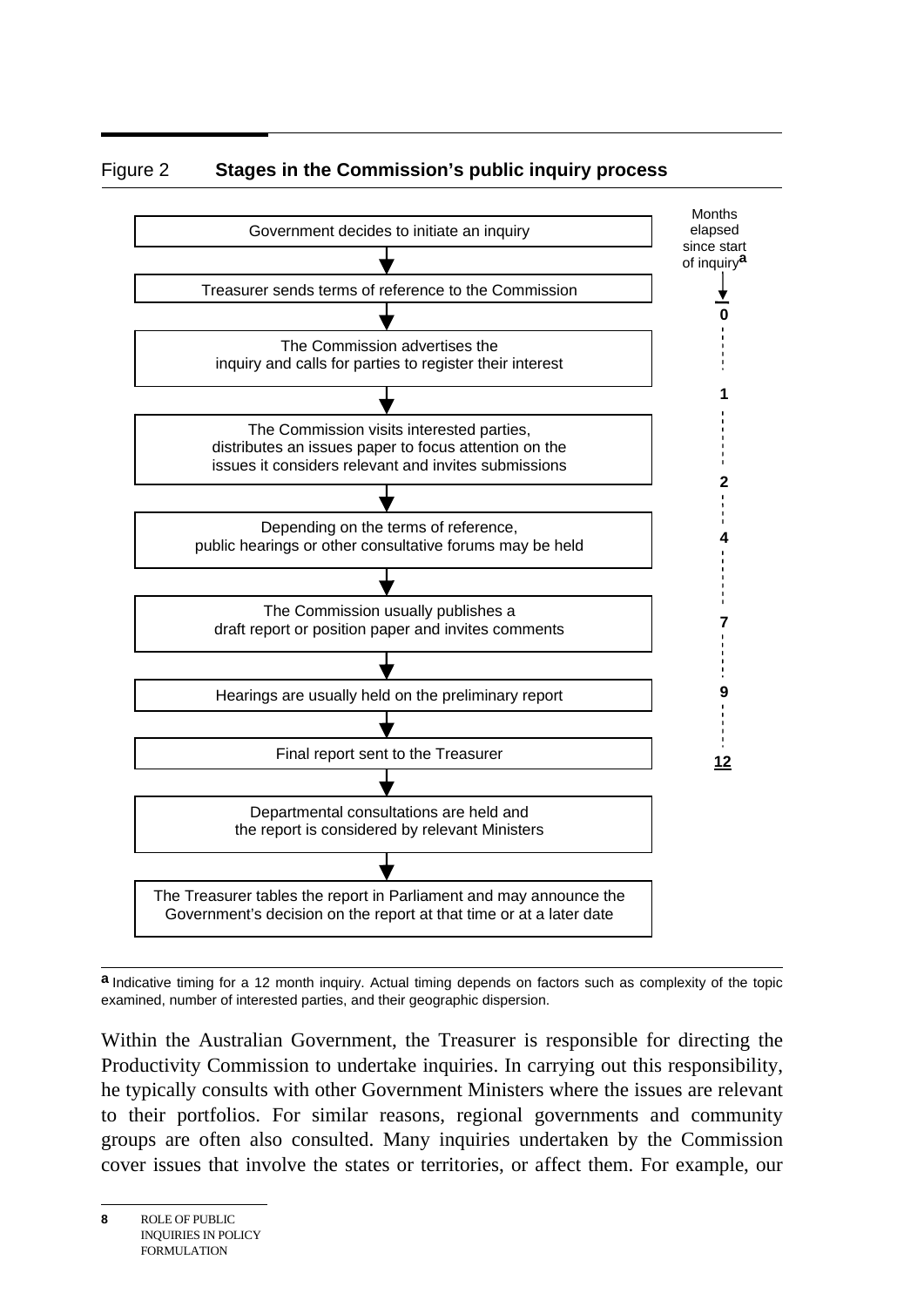Figure 2 **Stages in the Commission's public inquiry process**

| Stage | Months elapsed since start of inquiry[a] |
| --- | --- |
| Government decides to initiate an inquiry | |
| Treasurer sends terms of reference to the Commission | 0 |
| The Commission advertises the inquiry and calls for parties to register their interest | 1 |
| The Commission visits interested parties, distributes an issues paper to focus attention on the issues it considers relevant and invites submissions | 2 |
| Depending on the terms of reference, public hearings or other consultative forums may be held | 4 |
| The Commission usually publishes a draft report or position paper and invites comments | 7 |
| Hearings are usually held on the preliminary report | 9 |
| Final report sent to the Treasurer | 12 |
| Departmental consultations are held and the report is considered by relevant Ministers | |
| The Treasurer tables the report in Parliament and may announce the Government's decision on the report at that time or at a later date | |

**a** Indicative timing for a 12 month inquiry. Actual timing depends on factors such as complexity of the topic examined, number of interested parties, and their geographic dispersion.

Within the Australian Government, the Treasurer is responsible for directing the Productivity Commission to undertake inquiries. In carrying out this responsibility, he typically consults with other Government Ministers where the issues are relevant to their portfolios. For similar reasons, regional governments and community groups are often also consulted. Many inquiries undertaken by the Commission cover issues that involve the states or territories, or affect them. For example, our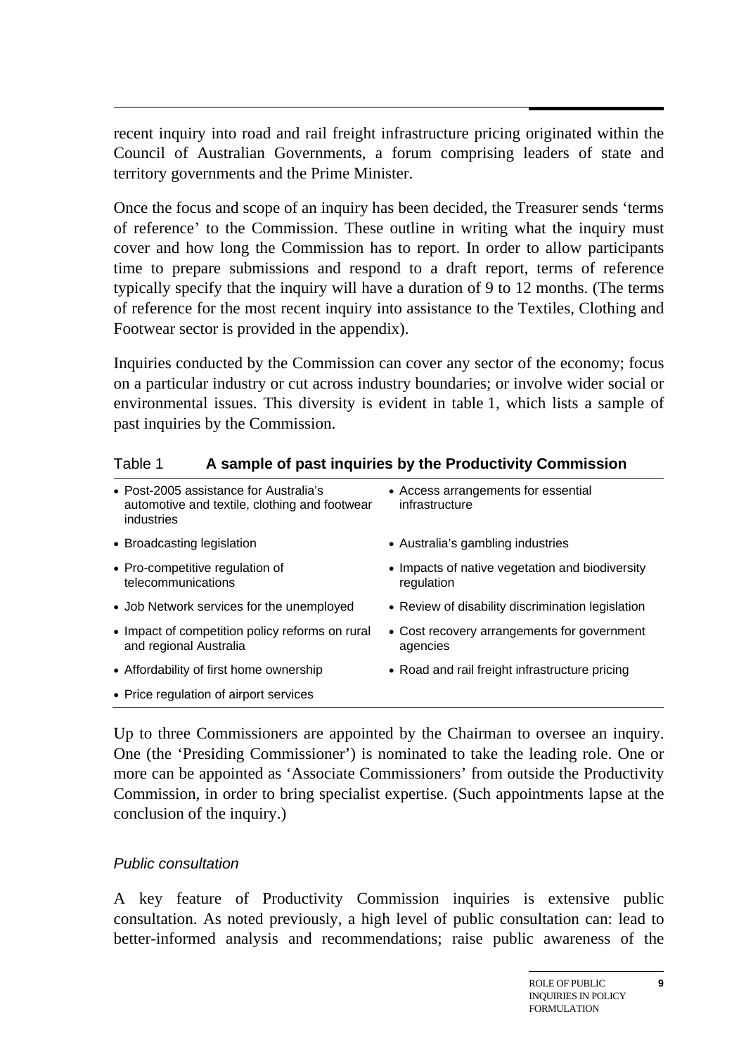recent inquiry into road and rail freight infrastructure pricing originated within the Council of Australian Governments, a forum comprising leaders of state and territory governments and the Prime Minister.

Once the focus and scope of an inquiry has been decided, the Treasurer sends 'terms of reference' to the Commission. These outline in writing what the inquiry must cover and how long the Commission has to report. In order to allow participants time to prepare submissions and respond to a draft report, terms of reference typically specify that the inquiry will have a duration of 9 to 12 months. (The terms of reference for the most recent inquiry into assistance to the Textiles, Clothing and Footwear sector is provided in the appendix).

Inquiries conducted by the Commission can cover any sector of the economy; focus on a particular industry or cut across industry boundaries; or involve wider social or environmental issues. This diversity is evident in table 1, which lists a sample of past inquiries by the Commission.

Table 1 **A sample of past inquiries by the Productivity Commission**

| | |
|---|---|
| • Post-2005 assistance for Australia's automotive and textile, clothing and footwear industries | • Access arrangements for essential infrastructure |
| • Broadcasting legislation | • Australia's gambling industries |
| • Pro-competitive regulation of telecommunications | • Impacts of native vegetation and biodiversity regulation |
| • Job Network services for the unemployed | • Review of disability discrimination legislation |
| • Impact of competition policy reforms on rural and regional Australia | • Cost recovery arrangements for government agencies |
| • Affordability of first home ownership | • Road and rail freight infrastructure pricing |
| • Price regulation of airport services | |

Up to three Commissioners are appointed by the Chairman to oversee an inquiry. One (the 'Presiding Commissioner') is nominated to take the leading role. One or more can be appointed as 'Associate Commissioners' from outside the Productivity Commission, in order to bring specialist expertise. (Such appointments lapse at the conclusion of the inquiry.)

*Public consultation*

A key feature of Productivity Commission inquiries is extensive public consultation. As noted previously, a high level of public consultation can: lead to better-informed analysis and recommendations; raise public awareness of the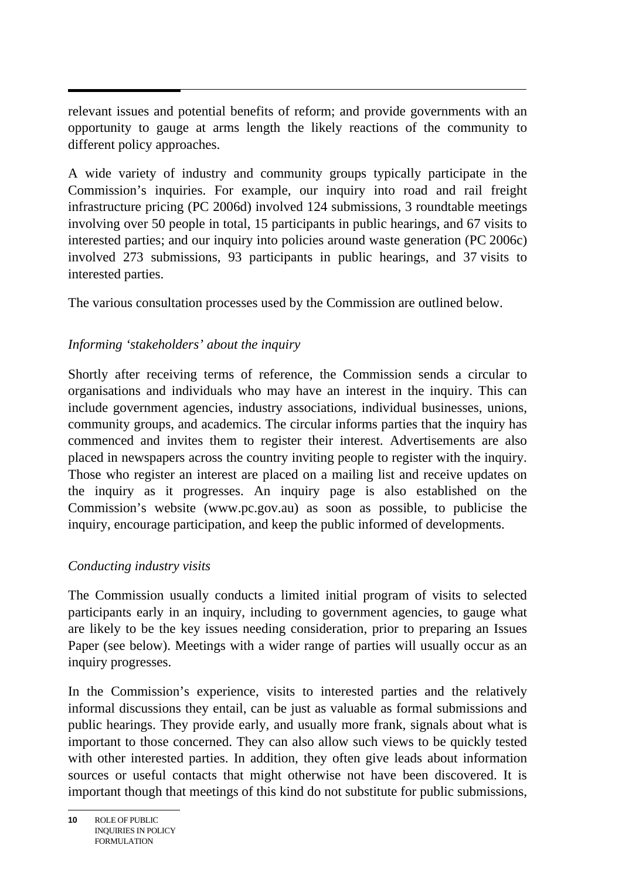relevant issues and potential benefits of reform; and provide governments with an opportunity to gauge at arms length the likely reactions of the community to different policy approaches.

A wide variety of industry and community groups typically participate in the Commission's inquiries. For example, our inquiry into road and rail freight infrastructure pricing (PC 2006d) involved 124 submissions, 3 roundtable meetings involving over 50 people in total, 15 participants in public hearings, and 67 visits to interested parties; and our inquiry into policies around waste generation (PC 2006c) involved 273 submissions, 93 participants in public hearings, and 37 visits to interested parties.

The various consultation processes used by the Commission are outlined below.

*Informing 'stakeholders' about the inquiry*

Shortly after receiving terms of reference, the Commission sends a circular to organisations and individuals who may have an interest in the inquiry. This can include government agencies, industry associations, individual businesses, unions, community groups, and academics. The circular informs parties that the inquiry has commenced and invites them to register their interest. Advertisements are also placed in newspapers across the country inviting people to register with the inquiry. Those who register an interest are placed on a mailing list and receive updates on the inquiry as it progresses. An inquiry page is also established on the Commission's website (www.pc.gov.au) as soon as possible, to publicise the inquiry, encourage participation, and keep the public informed of developments.

*Conducting industry visits*

The Commission usually conducts a limited initial program of visits to selected participants early in an inquiry, including to government agencies, to gauge what are likely to be the key issues needing consideration, prior to preparing an Issues Paper (see below). Meetings with a wider range of parties will usually occur as an inquiry progresses.

In the Commission's experience, visits to interested parties and the relatively informal discussions they entail, can be just as valuable as formal submissions and public hearings. They provide early, and usually more frank, signals about what is important to those concerned. They can also allow such views to be quickly tested with other interested parties. In addition, they often give leads about information sources or useful contacts that might otherwise not have been discovered. It is important though that meetings of this kind do not substitute for public submissions,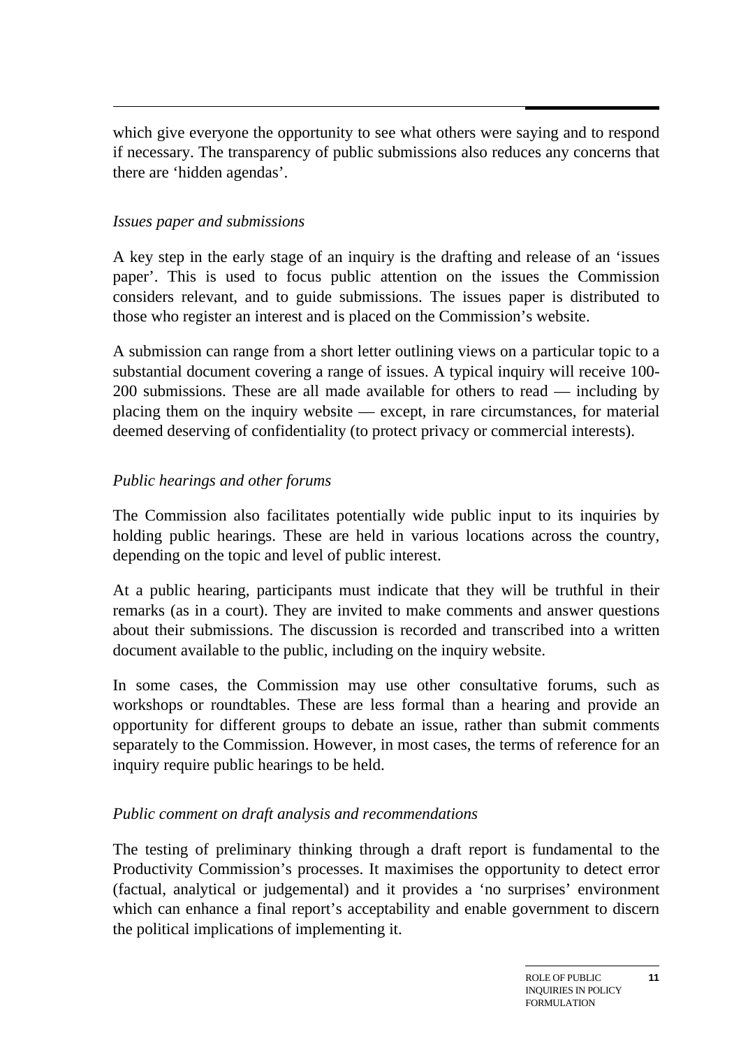which give everyone the opportunity to see what others were saying and to respond if necessary. The transparency of public submissions also reduces any concerns that there are 'hidden agendas'.

*Issues paper and submissions*

A key step in the early stage of an inquiry is the drafting and release of an 'issues paper'. This is used to focus public attention on the issues the Commission considers relevant, and to guide submissions. The issues paper is distributed to those who register an interest and is placed on the Commission's website.

A submission can range from a short letter outlining views on a particular topic to a substantial document covering a range of issues. A typical inquiry will receive 100-200 submissions. These are all made available for others to read — including by placing them on the inquiry website — except, in rare circumstances, for material deemed deserving of confidentiality (to protect privacy or commercial interests).

*Public hearings and other forums*

The Commission also facilitates potentially wide public input to its inquiries by holding public hearings. These are held in various locations across the country, depending on the topic and level of public interest.

At a public hearing, participants must indicate that they will be truthful in their remarks (as in a court). They are invited to make comments and answer questions about their submissions. The discussion is recorded and transcribed into a written document available to the public, including on the inquiry website.

In some cases, the Commission may use other consultative forums, such as workshops or roundtables. These are less formal than a hearing and provide an opportunity for different groups to debate an issue, rather than submit comments separately to the Commission. However, in most cases, the terms of reference for an inquiry require public hearings to be held.

*Public comment on draft analysis and recommendations*

The testing of preliminary thinking through a draft report is fundamental to the Productivity Commission's processes. It maximises the opportunity to detect error (factual, analytical or judgemental) and it provides a 'no surprises' environment which can enhance a final report's acceptability and enable government to discern the political implications of implementing it.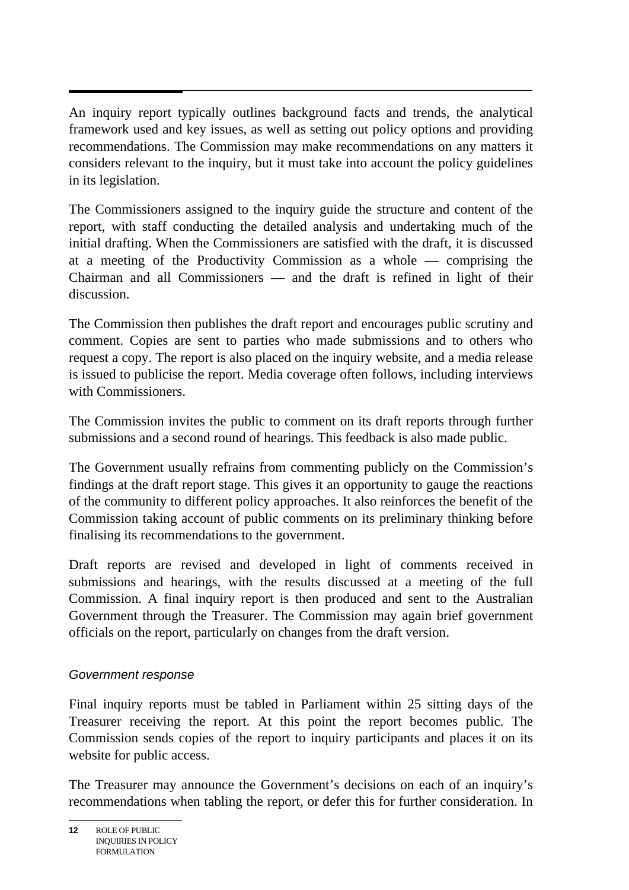An inquiry report typically outlines background facts and trends, the analytical framework used and key issues, as well as setting out policy options and providing recommendations. The Commission may make recommendations on any matters it considers relevant to the inquiry, but it must take into account the policy guidelines in its legislation.

The Commissioners assigned to the inquiry guide the structure and content of the report, with staff conducting the detailed analysis and undertaking much of the initial drafting. When the Commissioners are satisfied with the draft, it is discussed at a meeting of the Productivity Commission as a whole — comprising the Chairman and all Commissioners — and the draft is refined in light of their discussion.

The Commission then publishes the draft report and encourages public scrutiny and comment. Copies are sent to parties who made submissions and to others who request a copy. The report is also placed on the inquiry website, and a media release is issued to publicise the report. Media coverage often follows, including interviews with Commissioners.

The Commission invites the public to comment on its draft reports through further submissions and a second round of hearings. This feedback is also made public.

The Government usually refrains from commenting publicly on the Commission's findings at the draft report stage. This gives it an opportunity to gauge the reactions of the community to different policy approaches. It also reinforces the benefit of the Commission taking account of public comments on its preliminary thinking before finalising its recommendations to the government.

Draft reports are revised and developed in light of comments received in submissions and hearings, with the results discussed at a meeting of the full Commission. A final inquiry report is then produced and sent to the Australian Government through the Treasurer. The Commission may again brief government officials on the report, particularly on changes from the draft version.

*Government response*

Final inquiry reports must be tabled in Parliament within 25 sitting days of the Treasurer receiving the report. At this point the report becomes public. The Commission sends copies of the report to inquiry participants and places it on its website for public access.

The Treasurer may announce the Government's decisions on each of an inquiry's recommendations when tabling the report, or defer this for further consideration. In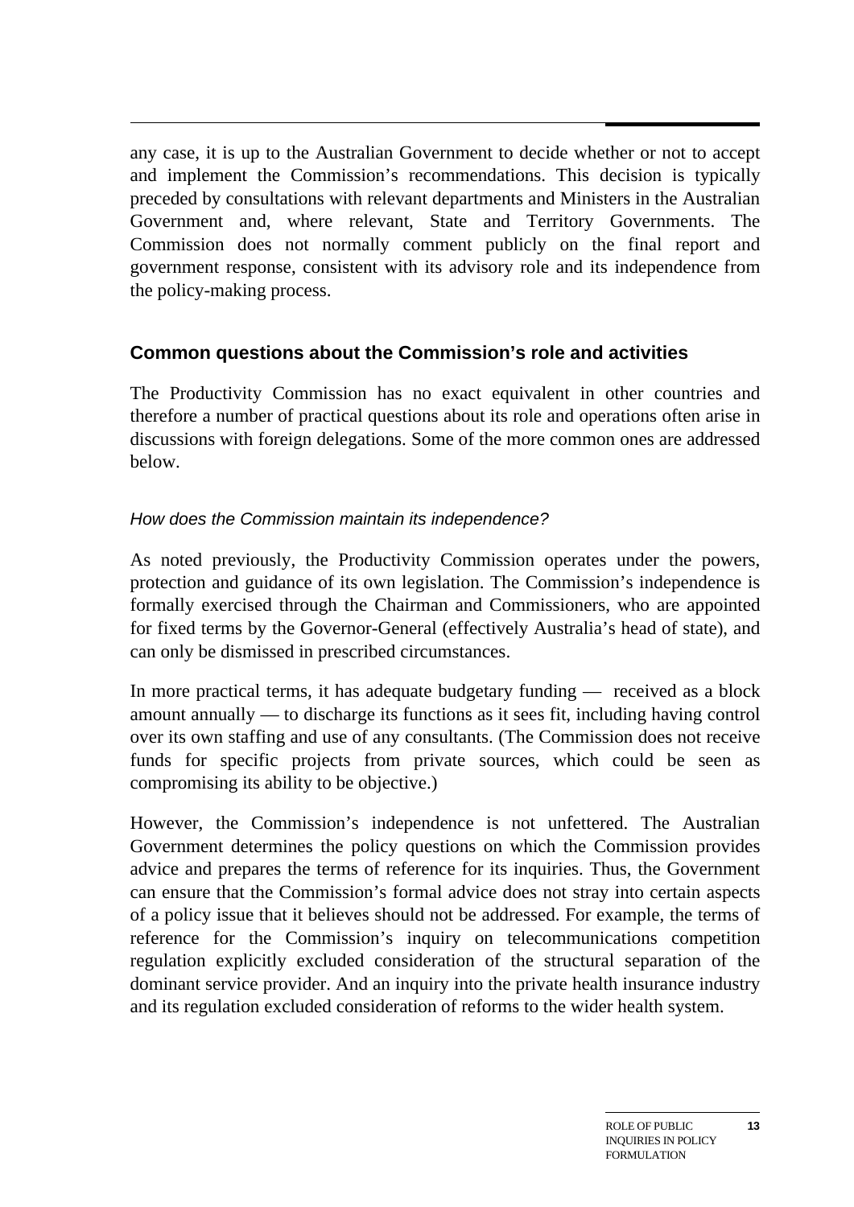any case, it is up to the Australian Government to decide whether or not to accept and implement the Commission's recommendations. This decision is typically preceded by consultations with relevant departments and Ministers in the Australian Government and, where relevant, State and Territory Governments. The Commission does not normally comment publicly on the final report and government response, consistent with its advisory role and its independence from the policy-making process.

### Common questions about the Commission's role and activities

The Productivity Commission has no exact equivalent in other countries and therefore a number of practical questions about its role and operations often arise in discussions with foreign delegations. Some of the more common ones are addressed below.

*How does the Commission maintain its independence?*

As noted previously, the Productivity Commission operates under the powers, protection and guidance of its own legislation. The Commission's independence is formally exercised through the Chairman and Commissioners, who are appointed for fixed terms by the Governor-General (effectively Australia's head of state), and can only be dismissed in prescribed circumstances.

In more practical terms, it has adequate budgetary funding — received as a block amount annually — to discharge its functions as it sees fit, including having control over its own staffing and use of any consultants. (The Commission does not receive funds for specific projects from private sources, which could be seen as compromising its ability to be objective.)

However, the Commission's independence is not unfettered. The Australian Government determines the policy questions on which the Commission provides advice and prepares the terms of reference for its inquiries. Thus, the Government can ensure that the Commission's formal advice does not stray into certain aspects of a policy issue that it believes should not be addressed. For example, the terms of reference for the Commission's inquiry on telecommunications competition regulation explicitly excluded consideration of the structural separation of the dominant service provider. And an inquiry into the private health insurance industry and its regulation excluded consideration of reforms to the wider health system.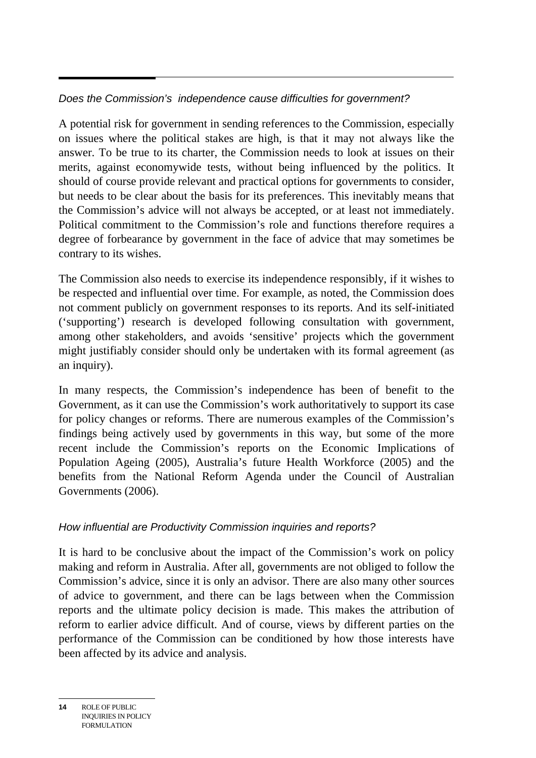*Does the Commission's independence cause difficulties for government?*

A potential risk for government in sending references to the Commission, especially on issues where the political stakes are high, is that it may not always like the answer. To be true to its charter, the Commission needs to look at issues on their merits, against economywide tests, without being influenced by the politics. It should of course provide relevant and practical options for governments to consider, but needs to be clear about the basis for its preferences. This inevitably means that the Commission's advice will not always be accepted, or at least not immediately. Political commitment to the Commission's role and functions therefore requires a degree of forbearance by government in the face of advice that may sometimes be contrary to its wishes.

The Commission also needs to exercise its independence responsibly, if it wishes to be respected and influential over time. For example, as noted, the Commission does not comment publicly on government responses to its reports. And its self-initiated ('supporting') research is developed following consultation with government, among other stakeholders, and avoids 'sensitive' projects which the government might justifiably consider should only be undertaken with its formal agreement (as an inquiry).

In many respects, the Commission's independence has been of benefit to the Government, as it can use the Commission's work authoritatively to support its case for policy changes or reforms. There are numerous examples of the Commission's findings being actively used by governments in this way, but some of the more recent include the Commission's reports on the Economic Implications of Population Ageing (2005), Australia's future Health Workforce (2005) and the benefits from the National Reform Agenda under the Council of Australian Governments (2006).

*How influential are Productivity Commission inquiries and reports?*

It is hard to be conclusive about the impact of the Commission's work on policy making and reform in Australia. After all, governments are not obliged to follow the Commission's advice, since it is only an advisor. There are also many other sources of advice to government, and there can be lags between when the Commission reports and the ultimate policy decision is made. This makes the attribution of reform to earlier advice difficult. And of course, views by different parties on the performance of the Commission can be conditioned by how those interests have been affected by its advice and analysis.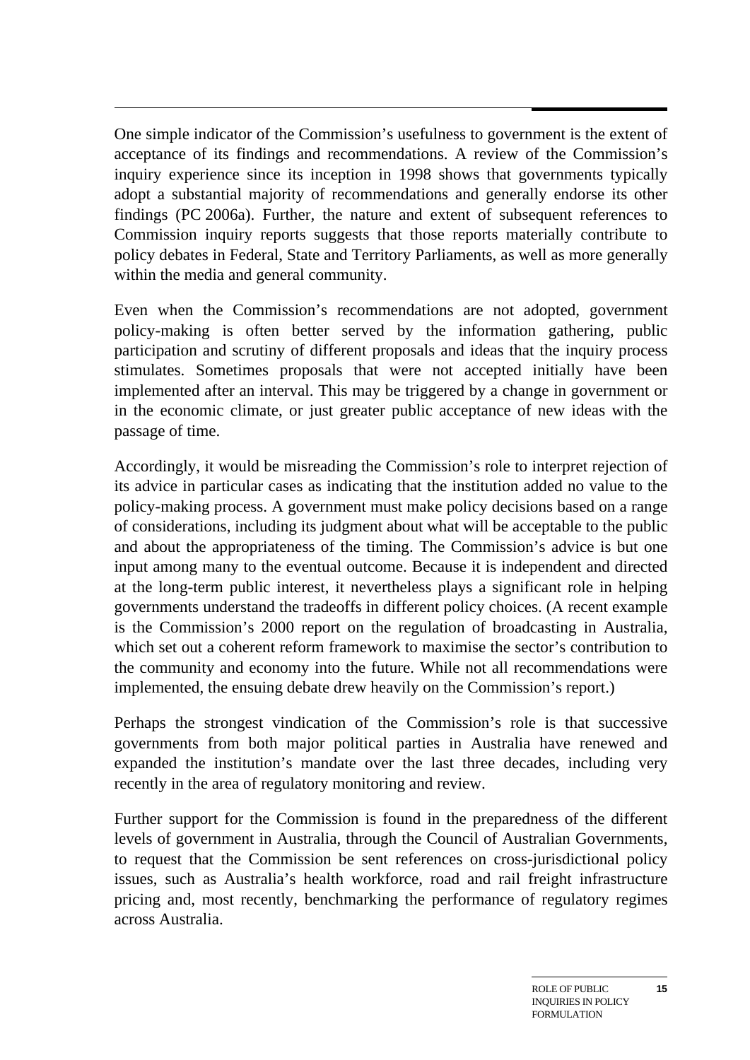One simple indicator of the Commission's usefulness to government is the extent of acceptance of its findings and recommendations. A review of the Commission's inquiry experience since its inception in 1998 shows that governments typically adopt a substantial majority of recommendations and generally endorse its other findings (PC 2006a). Further, the nature and extent of subsequent references to Commission inquiry reports suggests that those reports materially contribute to policy debates in Federal, State and Territory Parliaments, as well as more generally within the media and general community.

Even when the Commission's recommendations are not adopted, government policy-making is often better served by the information gathering, public participation and scrutiny of different proposals and ideas that the inquiry process stimulates. Sometimes proposals that were not accepted initially have been implemented after an interval. This may be triggered by a change in government or in the economic climate, or just greater public acceptance of new ideas with the passage of time.

Accordingly, it would be misreading the Commission's role to interpret rejection of its advice in particular cases as indicating that the institution added no value to the policy-making process. A government must make policy decisions based on a range of considerations, including its judgment about what will be acceptable to the public and about the appropriateness of the timing. The Commission's advice is but one input among many to the eventual outcome. Because it is independent and directed at the long-term public interest, it nevertheless plays a significant role in helping governments understand the tradeoffs in different policy choices. (A recent example is the Commission's 2000 report on the regulation of broadcasting in Australia, which set out a coherent reform framework to maximise the sector's contribution to the community and economy into the future. While not all recommendations were implemented, the ensuing debate drew heavily on the Commission's report.)

Perhaps the strongest vindication of the Commission's role is that successive governments from both major political parties in Australia have renewed and expanded the institution's mandate over the last three decades, including very recently in the area of regulatory monitoring and review.

Further support for the Commission is found in the preparedness of the different levels of government in Australia, through the Council of Australian Governments, to request that the Commission be sent references on cross-jurisdictional policy issues, such as Australia's health workforce, road and rail freight infrastructure pricing and, most recently, benchmarking the performance of regulatory regimes across Australia.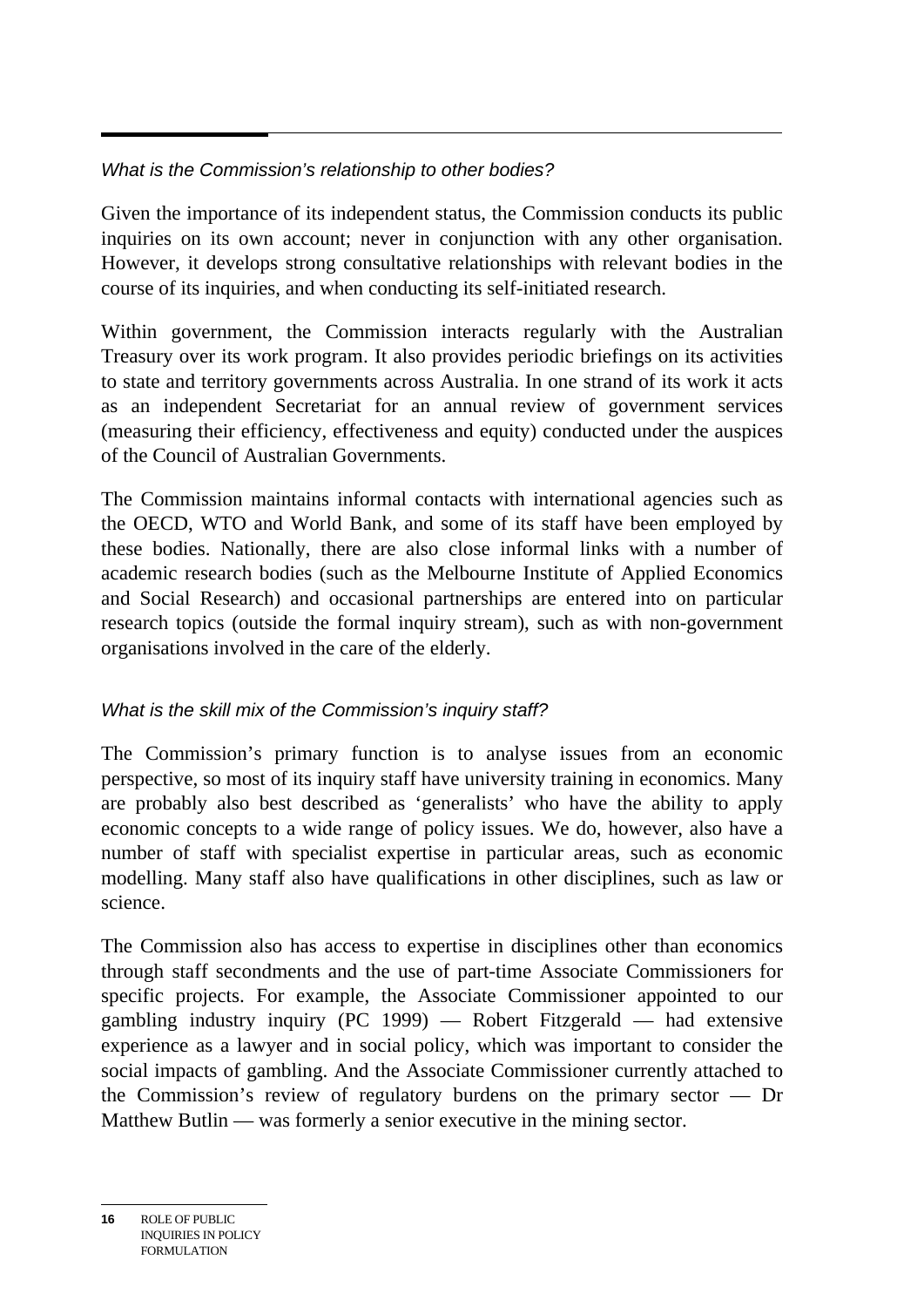*What is the Commission's relationship to other bodies?*

Given the importance of its independent status, the Commission conducts its public inquiries on its own account; never in conjunction with any other organisation. However, it develops strong consultative relationships with relevant bodies in the course of its inquiries, and when conducting its self-initiated research.

Within government, the Commission interacts regularly with the Australian Treasury over its work program. It also provides periodic briefings on its activities to state and territory governments across Australia. In one strand of its work it acts as an independent Secretariat for an annual review of government services (measuring their efficiency, effectiveness and equity) conducted under the auspices of the Council of Australian Governments.

The Commission maintains informal contacts with international agencies such as the OECD, WTO and World Bank, and some of its staff have been employed by these bodies. Nationally, there are also close informal links with a number of academic research bodies (such as the Melbourne Institute of Applied Economics and Social Research) and occasional partnerships are entered into on particular research topics (outside the formal inquiry stream), such as with non-government organisations involved in the care of the elderly.

*What is the skill mix of the Commission's inquiry staff?*

The Commission's primary function is to analyse issues from an economic perspective, so most of its inquiry staff have university training in economics. Many are probably also best described as 'generalists' who have the ability to apply economic concepts to a wide range of policy issues. We do, however, also have a number of staff with specialist expertise in particular areas, such as economic modelling. Many staff also have qualifications in other disciplines, such as law or science.

The Commission also has access to expertise in disciplines other than economics through staff secondments and the use of part-time Associate Commissioners for specific projects. For example, the Associate Commissioner appointed to our gambling industry inquiry (PC 1999) — Robert Fitzgerald — had extensive experience as a lawyer and in social policy, which was important to consider the social impacts of gambling. And the Associate Commissioner currently attached to the Commission's review of regulatory burdens on the primary sector — Dr Matthew Butlin — was formerly a senior executive in the mining sector.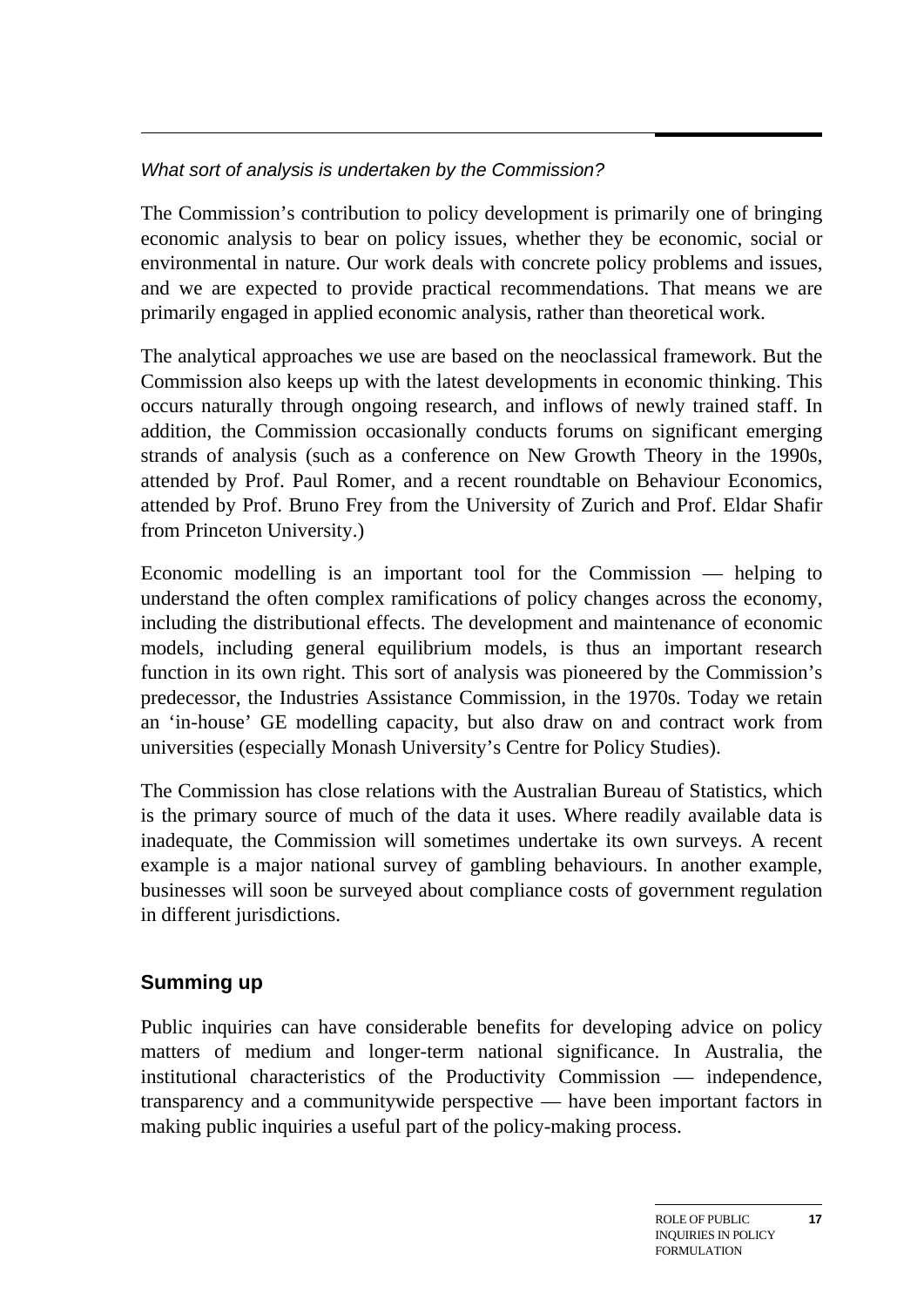*What sort of analysis is undertaken by the Commission?*

The Commission's contribution to policy development is primarily one of bringing economic analysis to bear on policy issues, whether they be economic, social or environmental in nature. Our work deals with concrete policy problems and issues, and we are expected to provide practical recommendations. That means we are primarily engaged in applied economic analysis, rather than theoretical work.

The analytical approaches we use are based on the neoclassical framework. But the Commission also keeps up with the latest developments in economic thinking. This occurs naturally through ongoing research, and inflows of newly trained staff. In addition, the Commission occasionally conducts forums on significant emerging strands of analysis (such as a conference on New Growth Theory in the 1990s, attended by Prof. Paul Romer, and a recent roundtable on Behaviour Economics, attended by Prof. Bruno Frey from the University of Zurich and Prof. Eldar Shafir from Princeton University.)

Economic modelling is an important tool for the Commission — helping to understand the often complex ramifications of policy changes across the economy, including the distributional effects. The development and maintenance of economic models, including general equilibrium models, is thus an important research function in its own right. This sort of analysis was pioneered by the Commission's predecessor, the Industries Assistance Commission, in the 1970s. Today we retain an 'in-house' GE modelling capacity, but also draw on and contract work from universities (especially Monash University's Centre for Policy Studies).

The Commission has close relations with the Australian Bureau of Statistics, which is the primary source of much of the data it uses. Where readily available data is inadequate, the Commission will sometimes undertake its own surveys. A recent example is a major national survey of gambling behaviours. In another example, businesses will soon be surveyed about compliance costs of government regulation in different jurisdictions.

## Summing up

Public inquiries can have considerable benefits for developing advice on policy matters of medium and longer-term national significance. In Australia, the institutional characteristics of the Productivity Commission — independence, transparency and a communitywide perspective — have been important factors in making public inquiries a useful part of the policy-making process.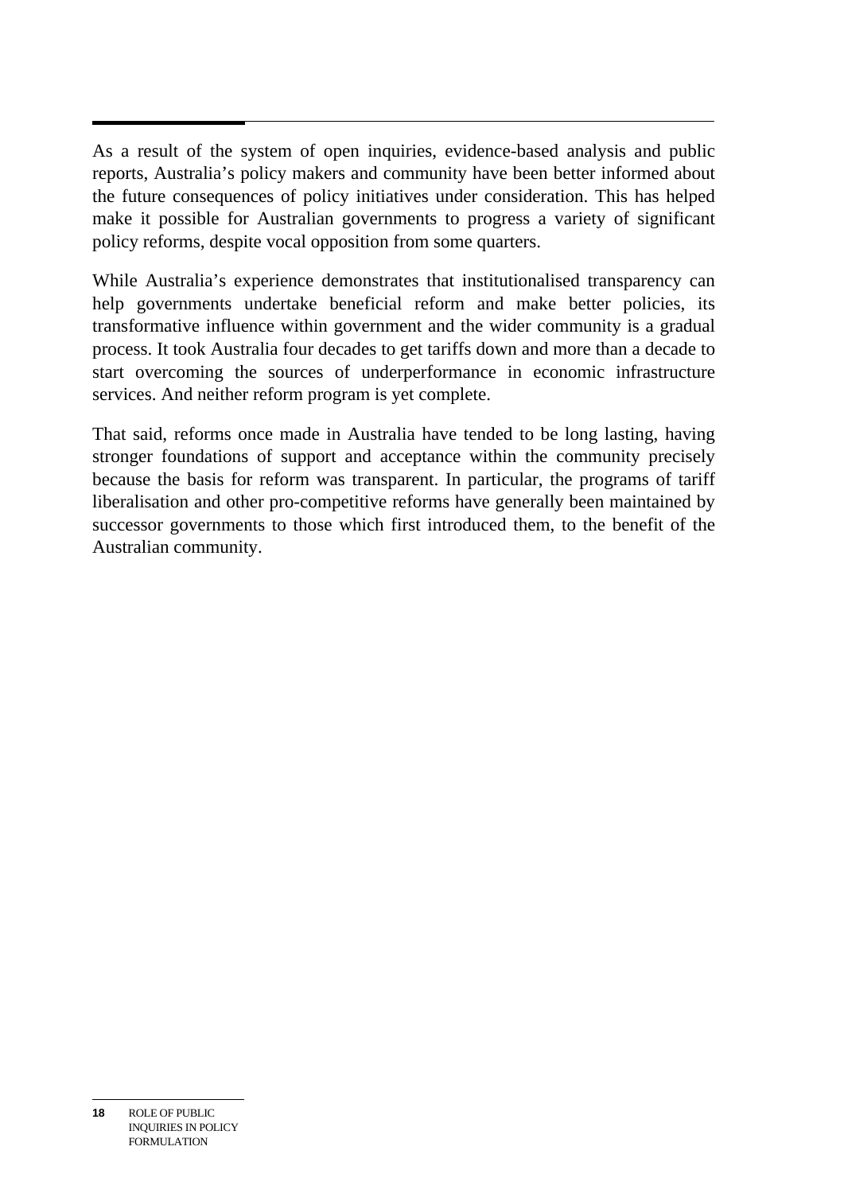As a result of the system of open inquiries, evidence-based analysis and public reports, Australia's policy makers and community have been better informed about the future consequences of policy initiatives under consideration. This has helped make it possible for Australian governments to progress a variety of significant policy reforms, despite vocal opposition from some quarters.

While Australia's experience demonstrates that institutionalised transparency can help governments undertake beneficial reform and make better policies, its transformative influence within government and the wider community is a gradual process. It took Australia four decades to get tariffs down and more than a decade to start overcoming the sources of underperformance in economic infrastructure services. And neither reform program is yet complete.

That said, reforms once made in Australia have tended to be long lasting, having stronger foundations of support and acceptance within the community precisely because the basis for reform was transparent. In particular, the programs of tariff liberalisation and other pro-competitive reforms have generally been maintained by successor governments to those which first introduced them, to the benefit of the Australian community.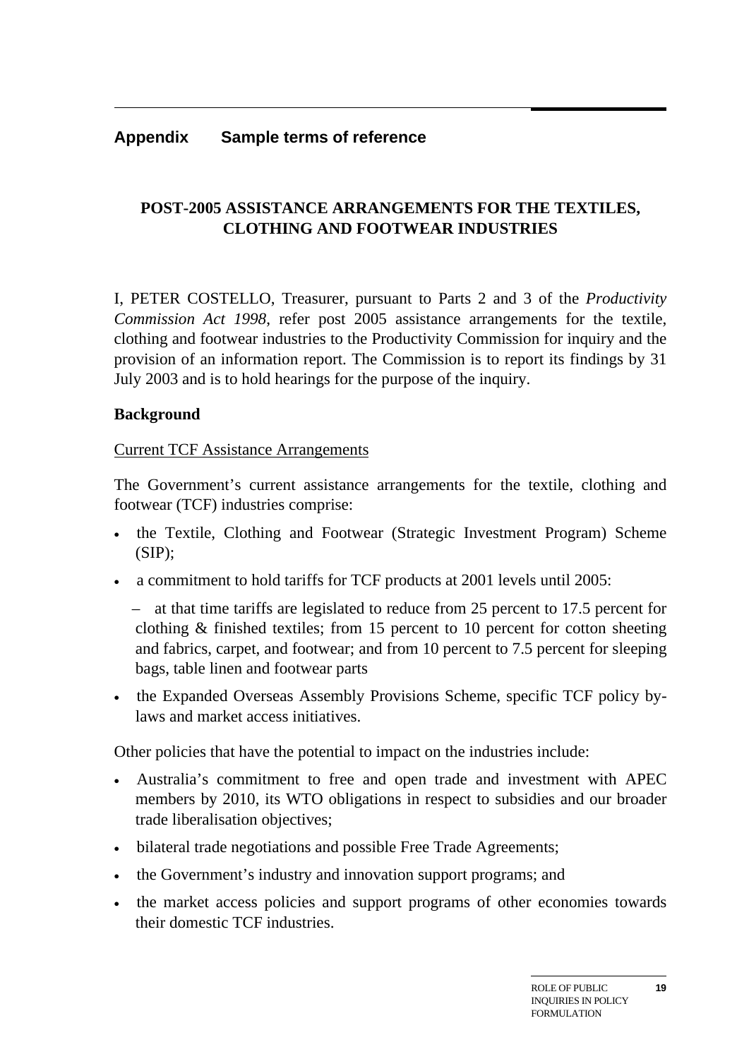## Appendix Sample terms of reference

### POST-2005 ASSISTANCE ARRANGEMENTS FOR THE TEXTILES, CLOTHING AND FOOTWEAR INDUSTRIES

I, PETER COSTELLO, Treasurer, pursuant to Parts 2 and 3 of the *Productivity Commission Act 1998*, refer post 2005 assistance arrangements for the textile, clothing and footwear industries to the Productivity Commission for inquiry and the provision of an information report. The Commission is to report its findings by 31 July 2003 and is to hold hearings for the purpose of the inquiry.

**Background**

<u>Current TCF Assistance Arrangements</u>

The Government's current assistance arrangements for the textile, clothing and footwear (TCF) industries comprise:

- the Textile, Clothing and Footwear (Strategic Investment Program) Scheme (SIP);
- a commitment to hold tariffs for TCF products at 2001 levels until 2005:
  - at that time tariffs are legislated to reduce from 25 percent to 17.5 percent for clothing & finished textiles; from 15 percent to 10 percent for cotton sheeting and fabrics, carpet, and footwear; and from 10 percent to 7.5 percent for sleeping bags, table linen and footwear parts
- the Expanded Overseas Assembly Provisions Scheme, specific TCF policy by-laws and market access initiatives.

Other policies that have the potential to impact on the industries include:

- Australia's commitment to free and open trade and investment with APEC members by 2010, its WTO obligations in respect to subsidies and our broader trade liberalisation objectives;
- bilateral trade negotiations and possible Free Trade Agreements;
- the Government's industry and innovation support programs; and
- the market access policies and support programs of other economies towards their domestic TCF industries.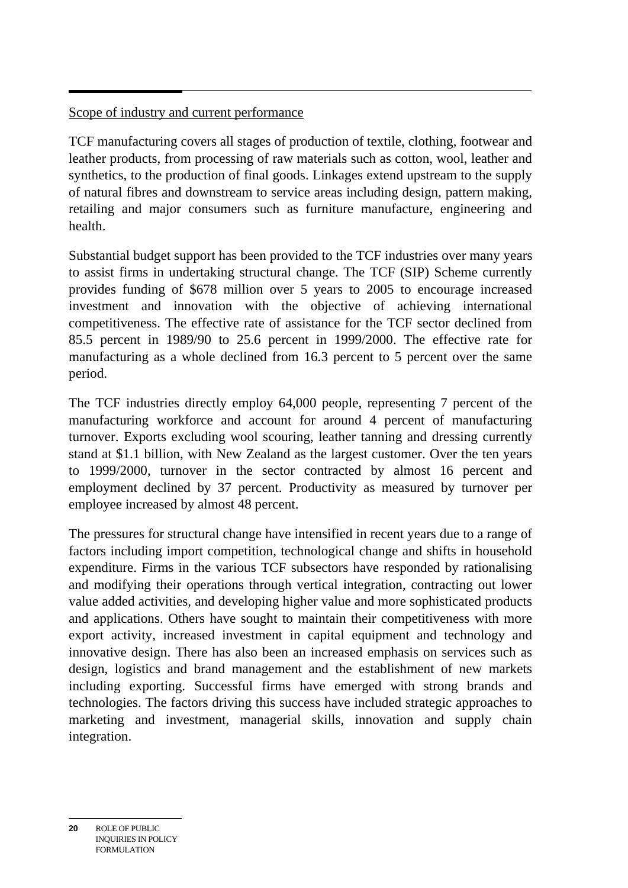Scope of industry and current performance

TCF manufacturing covers all stages of production of textile, clothing, footwear and leather products, from processing of raw materials such as cotton, wool, leather and synthetics, to the production of final goods. Linkages extend upstream to the supply of natural fibres and downstream to service areas including design, pattern making, retailing and major consumers such as furniture manufacture, engineering and health.

Substantial budget support has been provided to the TCF industries over many years to assist firms in undertaking structural change. The TCF (SIP) Scheme currently provides funding of $678 million over 5 years to 2005 to encourage increased investment and innovation with the objective of achieving international competitiveness. The effective rate of assistance for the TCF sector declined from 85.5 percent in 1989/90 to 25.6 percent in 1999/2000. The effective rate for manufacturing as a whole declined from 16.3 percent to 5 percent over the same period.

The TCF industries directly employ 64,000 people, representing 7 percent of the manufacturing workforce and account for around 4 percent of manufacturing turnover. Exports excluding wool scouring, leather tanning and dressing currently stand at $1.1 billion, with New Zealand as the largest customer. Over the ten years to 1999/2000, turnover in the sector contracted by almost 16 percent and employment declined by 37 percent. Productivity as measured by turnover per employee increased by almost 48 percent.

The pressures for structural change have intensified in recent years due to a range of factors including import competition, technological change and shifts in household expenditure. Firms in the various TCF subsectors have responded by rationalising and modifying their operations through vertical integration, contracting out lower value added activities, and developing higher value and more sophisticated products and applications. Others have sought to maintain their competitiveness with more export activity, increased investment in capital equipment and technology and innovative design. There has also been an increased emphasis on services such as design, logistics and brand management and the establishment of new markets including exporting. Successful firms have emerged with strong brands and technologies. The factors driving this success have included strategic approaches to marketing and investment, managerial skills, innovation and supply chain integration.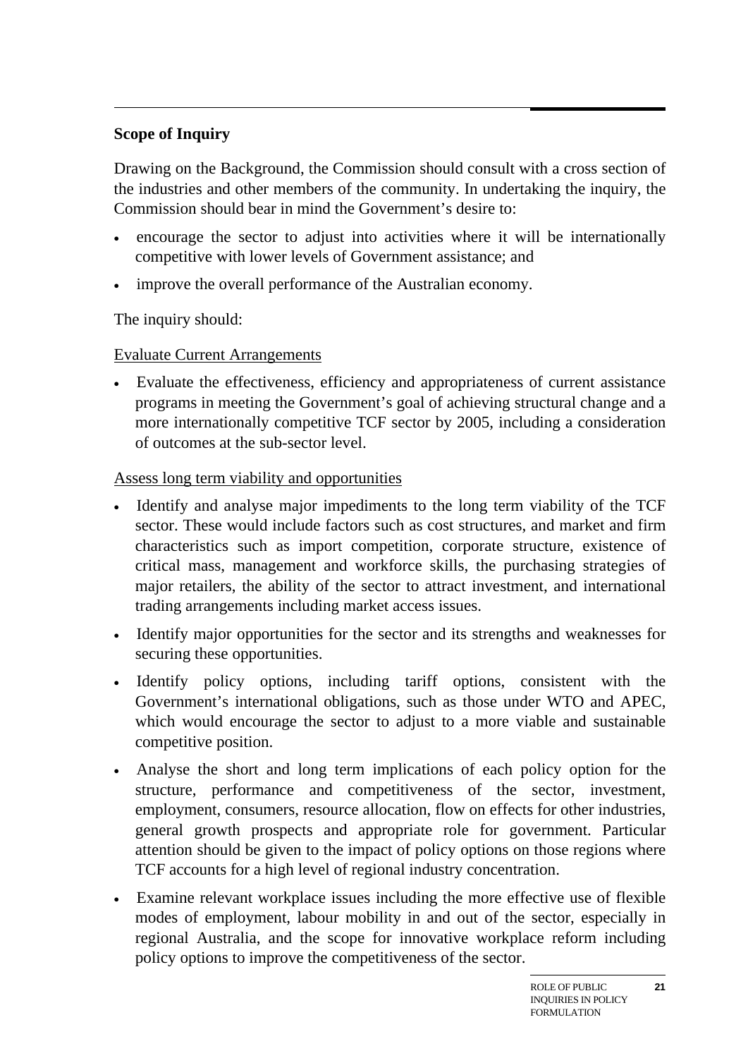**Scope of Inquiry**

Drawing on the Background, the Commission should consult with a cross section of the industries and other members of the community. In undertaking the inquiry, the Commission should bear in mind the Government's desire to:

- encourage the sector to adjust into activities where it will be internationally competitive with lower levels of Government assistance; and
- improve the overall performance of the Australian economy.

The inquiry should:

<u>Evaluate Current Arrangements</u>

- Evaluate the effectiveness, efficiency and appropriateness of current assistance programs in meeting the Government's goal of achieving structural change and a more internationally competitive TCF sector by 2005, including a consideration of outcomes at the sub-sector level.

<u>Assess long term viability and opportunities</u>

- Identify and analyse major impediments to the long term viability of the TCF sector. These would include factors such as cost structures, and market and firm characteristics such as import competition, corporate structure, existence of critical mass, management and workforce skills, the purchasing strategies of major retailers, the ability of the sector to attract investment, and international trading arrangements including market access issues.
- Identify major opportunities for the sector and its strengths and weaknesses for securing these opportunities.
- Identify policy options, including tariff options, consistent with the Government's international obligations, such as those under WTO and APEC, which would encourage the sector to adjust to a more viable and sustainable competitive position.
- Analyse the short and long term implications of each policy option for the structure, performance and competitiveness of the sector, investment, employment, consumers, resource allocation, flow on effects for other industries, general growth prospects and appropriate role for government. Particular attention should be given to the impact of policy options on those regions where TCF accounts for a high level of regional industry concentration.
- Examine relevant workplace issues including the more effective use of flexible modes of employment, labour mobility in and out of the sector, especially in regional Australia, and the scope for innovative workplace reform including policy options to improve the competitiveness of the sector.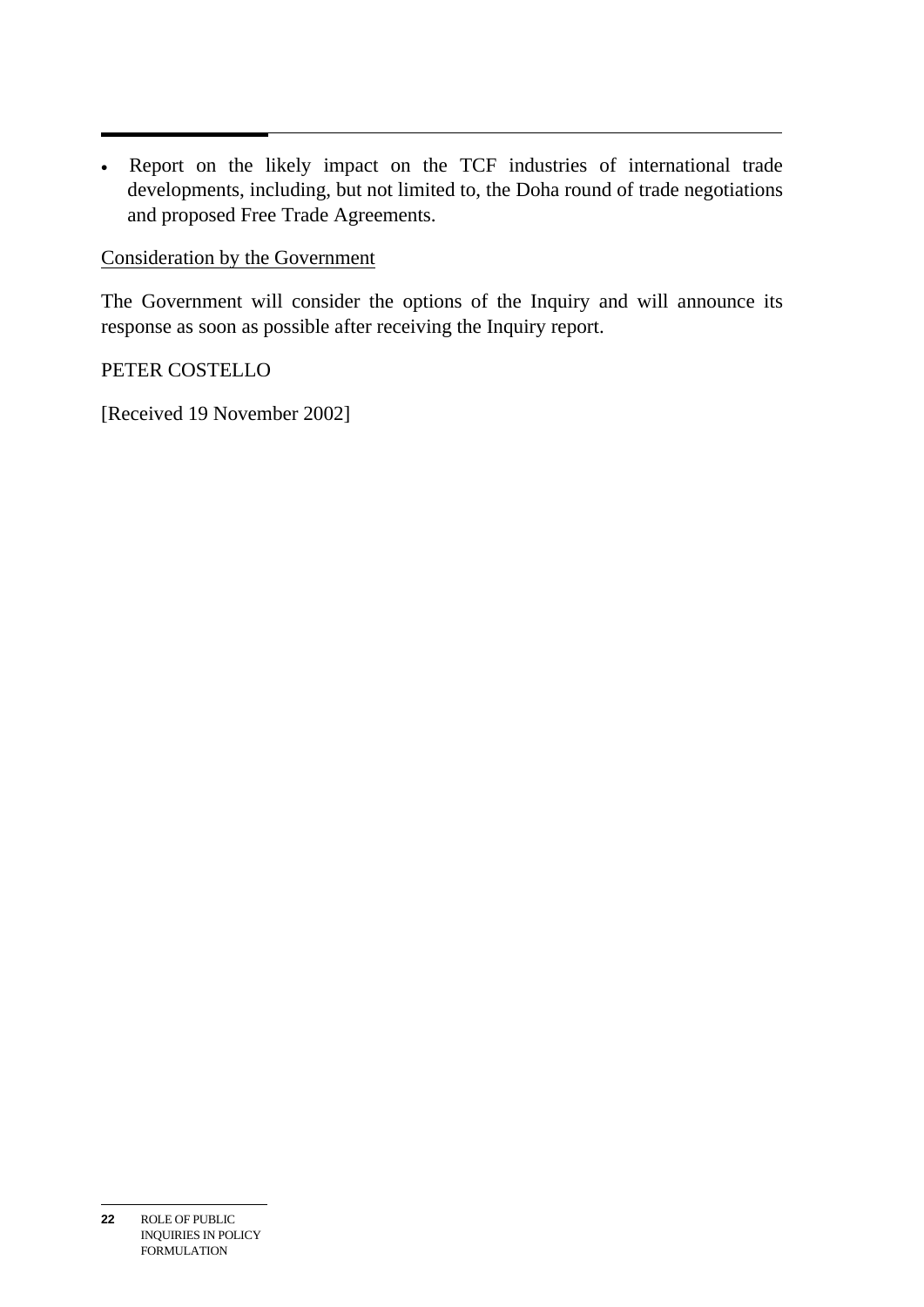- Report on the likely impact on the TCF industries of international trade developments, including, but not limited to, the Doha round of trade negotiations and proposed Free Trade Agreements.

<u>Consideration by the Government</u>

The Government will consider the options of the Inquiry and will announce its response as soon as possible after receiving the Inquiry report.

PETER COSTELLO

[Received 19 November 2002]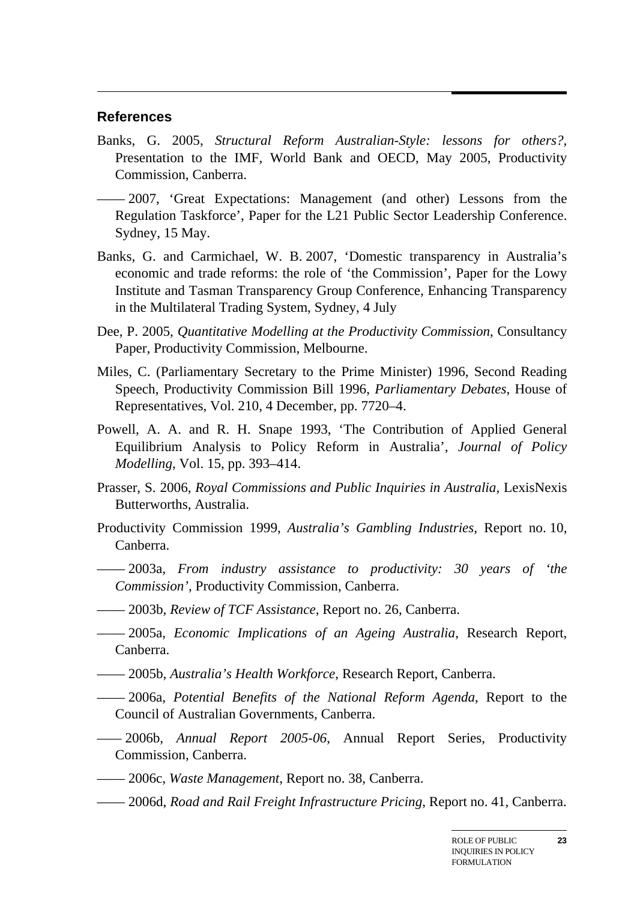## References

Banks, G. 2005, *Structural Reform Australian-Style: lessons for others?*, Presentation to the IMF, World Bank and OECD, May 2005, Productivity Commission, Canberra.

—— 2007, 'Great Expectations: Management (and other) Lessons from the Regulation Taskforce', Paper for the L21 Public Sector Leadership Conference. Sydney, 15 May.

Banks, G. and Carmichael, W. B. 2007, 'Domestic transparency in Australia's economic and trade reforms: the role of 'the Commission', Paper for the Lowy Institute and Tasman Transparency Group Conference, Enhancing Transparency in the Multilateral Trading System, Sydney, 4 July

Dee, P. 2005, *Quantitative Modelling at the Productivity Commission*, Consultancy Paper, Productivity Commission, Melbourne.

Miles, C. (Parliamentary Secretary to the Prime Minister) 1996, Second Reading Speech, Productivity Commission Bill 1996, *Parliamentary Debates*, House of Representatives, Vol. 210, 4 December, pp. 7720–4.

Powell, A. A. and R. H. Snape 1993, 'The Contribution of Applied General Equilibrium Analysis to Policy Reform in Australia', *Journal of Policy Modelling*, Vol. 15, pp. 393–414.

Prasser, S. 2006, *Royal Commissions and Public Inquiries in Australia*, LexisNexis Butterworths, Australia.

Productivity Commission 1999, *Australia's Gambling Industries*, Report no. 10, Canberra.

—— 2003a, *From industry assistance to productivity: 30 years of 'the Commission'*, Productivity Commission, Canberra.

—— 2003b, *Review of TCF Assistance*, Report no. 26, Canberra.

—— 2005a, *Economic Implications of an Ageing Australia*, Research Report, Canberra.

—— 2005b, *Australia's Health Workforce*, Research Report, Canberra.

—— 2006a, *Potential Benefits of the National Reform Agenda*, Report to the Council of Australian Governments, Canberra.

—— 2006b, *Annual Report 2005-06*, Annual Report Series, Productivity Commission, Canberra.

—— 2006c, *Waste Management*, Report no. 38, Canberra.

—— 2006d, *Road and Rail Freight Infrastructure Pricing*, Report no. 41, Canberra.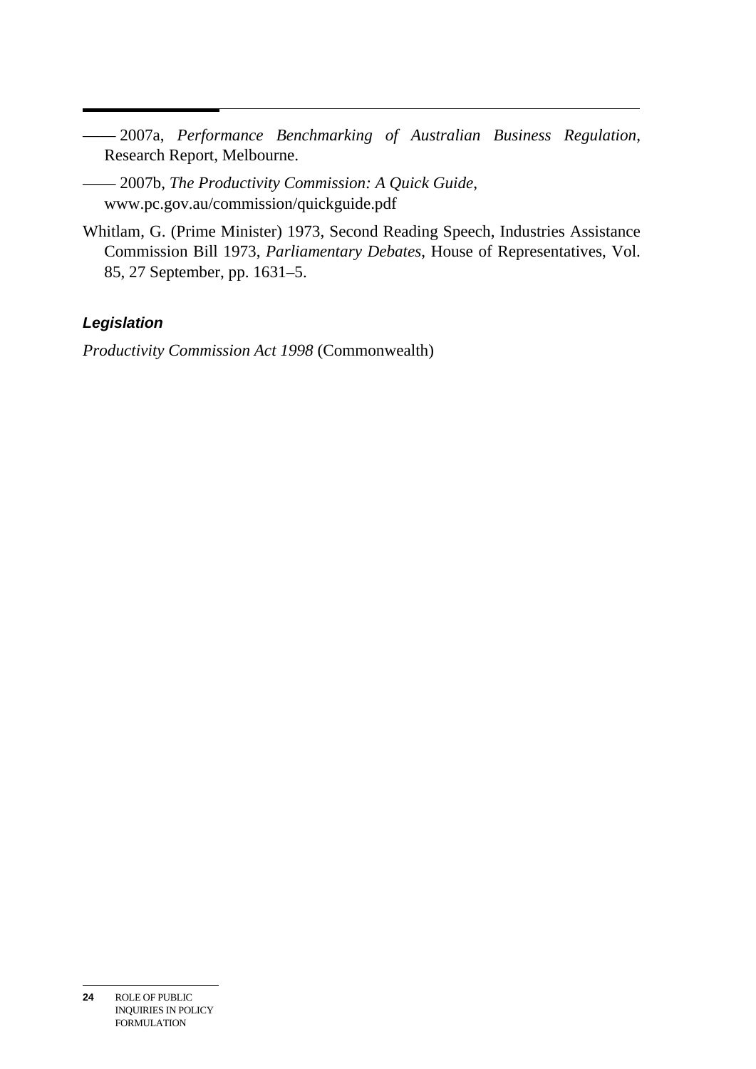—— 2007a, *Performance Benchmarking of Australian Business Regulation*, Research Report, Melbourne.

—— 2007b, *The Productivity Commission: A Quick Guide*, www.pc.gov.au/commission/quickguide.pdf

Whitlam, G. (Prime Minister) 1973, Second Reading Speech, Industries Assistance Commission Bill 1973, *Parliamentary Debates*, House of Representatives, Vol. 85, 27 September, pp. 1631–5.

### *Legislation*

*Productivity Commission Act 1998* (Commonwealth)